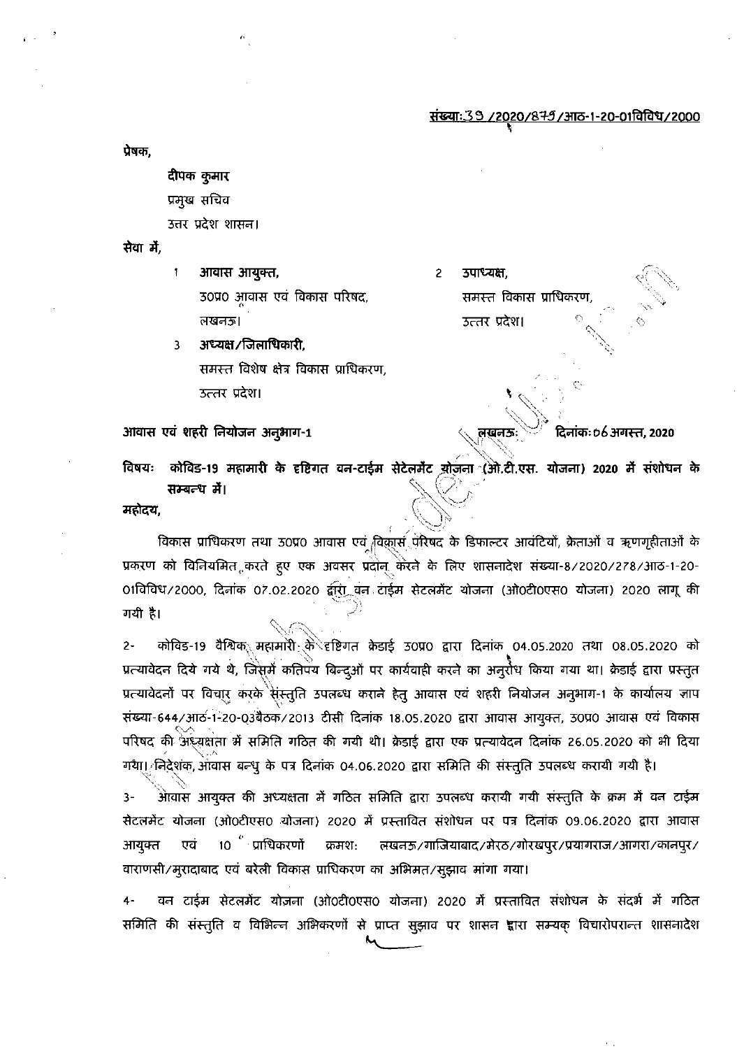संख्याः 39 /2020/875/आठ-1-20-01विविध/2000

प्रेषक,

दीपक कुमार
प्रमुख सचिव
उत्तर प्रदेश शासन।

सेवा में,

1. आवास आयुक्त,
   उ0प्र0 आवास एवं विकास परिषद,
   लखनऊ।
2. उपाध्यक्ष,
   समस्त विकास प्राधिकरण,
   उत्तर प्रदेश।
3. अध्यक्ष/जिलाधिकारी,
   समस्त विशेष क्षेत्र विकास प्राधिकरण,
   उत्तर प्रदेश।

आवास एवं शहरी नियोजन अनुभाग-1 लखनऊः दिनांकः 06 अगस्त, 2020

**विषयः कोविड-19 महामारी के दृष्टिगत वन-टाईम सेटेलमेंट योजना (ओ.टी.एस. योजना) 2020 में संशोधन के सम्बन्ध में।**

महोदय,

विकास प्राधिकरण तथा उ0प्र0 आवास एवं विकास परिषद के डिफाल्टर आवंटियों, क्रेताओं व ऋणगृहीताओं के प्रकरण को विनियमित करते हुए एक अवसर प्रदान करने के लिए शासनादेश संख्या-8/2020/278/आठ-1-20-01विविध/2000, दिनांक 07.02.2020 द्वारा वन टाईम सेटलमेंट योजना (ओ0टी0एस0 योजना) 2020 लागू की गयी है।

2- कोविड-19 वैश्विक महामारी के दृष्टिगत क्रेडाई उ0प्र0 द्वारा दिनांक 04.05.2020 तथा 08.05.2020 को प्रत्यावेदन दिये गये थे, जिसमें कतिपय बिन्दुओं पर कार्यवाही करने का अनुरोध किया गया था। क्रेडाई द्वारा प्रस्तुत प्रत्यावेदनों पर विचार करके संस्तुति उपलब्ध कराने हेतु आवास एवं शहरी नियोजन अनुभाग-1 के कार्यालय ज्ञाप संख्या-644/आठ-1-20-03बैठक/2013 टीसी दिनांक 18.05.2020 द्वारा आवास आयुक्त, उ0प्र0 आवास एवं विकास परिषद की अध्यक्षता में समिति गठित की गयी थी। क्रेडाई द्वारा एक प्रत्यावेदन दिनांक 26.05.2020 को भी दिया गया। निदेशक, आवास बन्धु के पत्र दिनांक 04.06.2020 द्वारा समिति की संस्तुति उपलब्ध करायी गयी है।

3- आवास आयुक्त की अध्यक्षता में गठित समिति द्वारा उपलब्ध करायी गयी संस्तुति के क्रम में वन टाईम सेटलमेंट योजना (ओ0टीएस0 योजना) 2020 में प्रस्तावित संशोधन पर पत्र दिनांक 09.06.2020 द्वारा आवास आयुक्त एवं 10 प्राधिकरणों क्रमशः लखनऊ/गाजियाबाद/मेरठ/गोरखपुर/प्रयागराज/आगरा/कानपुर/वाराणसी/मुरादाबाद एवं बरेली विकास प्राधिकरण का अभिमत/सुझाव मांगा गया।

4- वन टाईम सेटलमेंट योजना (ओ0टी0एस0 योजना) 2020 में प्रस्तावित संशोधन के संदर्भ में गठित समिति की संस्तुति व विभिन्न अभिकरणों से प्राप्त सुझाव पर शासन द्वारा सम्यक् विचारोपरान्त शासनादेश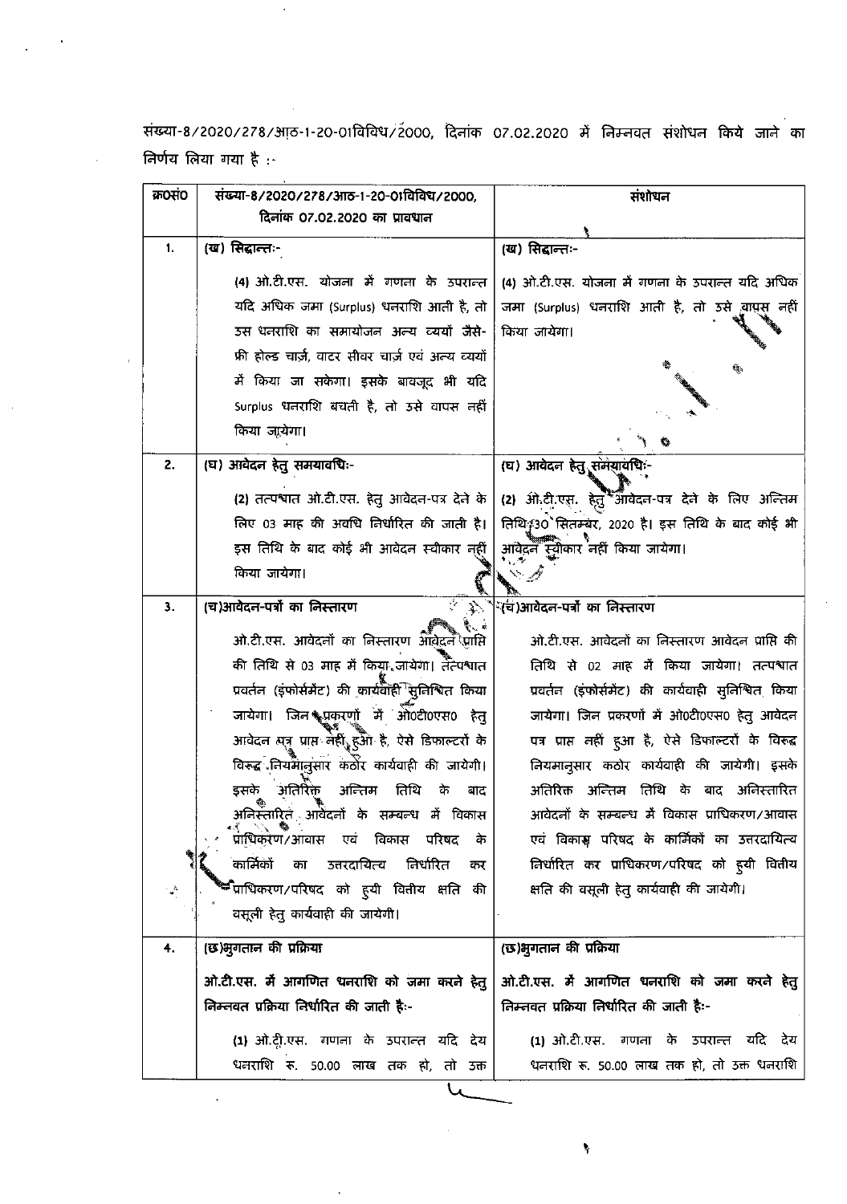संख्या-8/2020/278/आठ-1-20-01विविध/2000, दिनांक 07.02.2020 में निम्नवत संशोधन किये जाने का निर्णय लिया गया है :-

| क्र0सं0 | संख्या-8/2020/278/आठ-1-20-01विविध/2000, दिनांक 07.02.2020 का प्रावधान | संशोधन |
|---|---|---|
| 1. | (ख) सिद्धान्तः-<br><br>(4) ओ.टी.एस. योजना में गणना के उपरान्त यदि अधिक जमा (Surplus) धनराशि आती है, तो उस धनराशि का समायोजन अन्य व्ययों जैसे- फ्री होल्ड चार्ज, वाटर सीवर चार्ज एवं अन्य व्ययों में किया जा सकेगा। इसके बावजूद भी यदि Surplus धनराशि बचती है, तो उसे वापस नहीं किया जायेगा। | (ख) सिद्धान्तः-<br><br>(4) ओ.टी.एस. योजना में गणना के उपरान्त यदि अधिक जमा (Surplus) धनराशि आती है, तो उसे वापस नहीं किया जायेगा। |
| 2. | (घ) आवेदन हेतु समयावधिः-<br><br>(2) तत्पश्चात ओ.टी.एस. हेतु आवेदन-पत्र देने के लिए 03 माह की अवधि निर्धारित की जाती है। इस तिथि के बाद कोई भी आवेदन स्वीकार नहीं किया जायेगा। | (घ) आवेदन हेतु समयावधिः-<br><br>(2) ओ.टी.एस. हेतु आवेदन-पत्र देने के लिए अन्तिम तिथि 30 सितम्बर, 2020 है। इस तिथि के बाद कोई भी आवेदन स्वीकार नहीं किया जायेगा। |
| 3. | (च)आवेदन-पत्रों का निस्तारण<br><br>ओ.टी.एस. आवेदनों का निस्तारण आवेदन प्राप्ति की तिथि से 03 माह में किया जायेगा। तत्पश्चात प्रवर्तन (इंफोर्समेंट) की कार्यवाही सुनिश्चित किया जायेगा। जिन प्रकरणों में ओ0टी0एस0 हेतु आवेदन पत्र प्राप्त नहीं हुआ है, ऐसे डिफाल्टरों के विरुद्ध नियमानुसार कठोर कार्यवाही की जायेगी। इसके अतिरिक्त अन्तिम तिथि के बाद अनिस्तारित आवेदनों के सम्बन्ध में विकास प्राधिकरण/आवास एवं विकास परिषद के कार्मिकों का उत्तरदायित्व निर्धारित कर प्राधिकरण/परिषद को हुयी वित्तीय क्षति की वसूली हेतु कार्यवाही की जायेगी। | (च)आवेदन-पत्रों का निस्तारण<br><br>ओ.टी.एस. आवेदनों का निस्तारण आवेदन प्राप्ति की तिथि से 02 माह में किया जायेगा। तत्पश्चात प्रवर्तन (इंफोर्समेंट) की कार्यवाही सुनिश्चित किया जायेगा। जिन प्रकरणों में ओ0टी0एस0 हेतु आवेदन पत्र प्राप्त नहीं हुआ है, ऐसे डिफाल्टरों के विरुद्ध नियमानुसार कठोर कार्यवाही की जायेगी। इसके अतिरिक्त अन्तिम तिथि के बाद अनिस्तारित आवेदनों के सम्बन्ध में विकास प्राधिकरण/आवास एवं विकास परिषद के कार्मिकों का उत्तरदायित्व निर्धारित कर प्राधिकरण/परिषद को हुयी वित्तीय क्षति की वसूली हेतु कार्यवाही की जायेगी। |
| 4. | (छ)भुगतान की प्रक्रिया<br><br>**ओ.टी.एस. में आगणित धनराशि को जमा करने हेतु निम्नवत प्रक्रिया निर्धारित की जाती है:-**<br><br>(1) ओ.टी.एस. गणना के उपरान्त यदि देय धनराशि रू. 50.00 लाख तक हो, तो उक्त | (छ)भुगतान की प्रक्रिया<br><br>**ओ.टी.एस. में आगणित धनराशि को जमा करने हेतु निम्नवत प्रक्रिया निर्धारित की जाती है:-**<br><br>(1) ओ.टी.एस. गणना के उपरान्त यदि देय धनराशि रू. 50.00 लाख तक हो, तो उक्त धनराशि |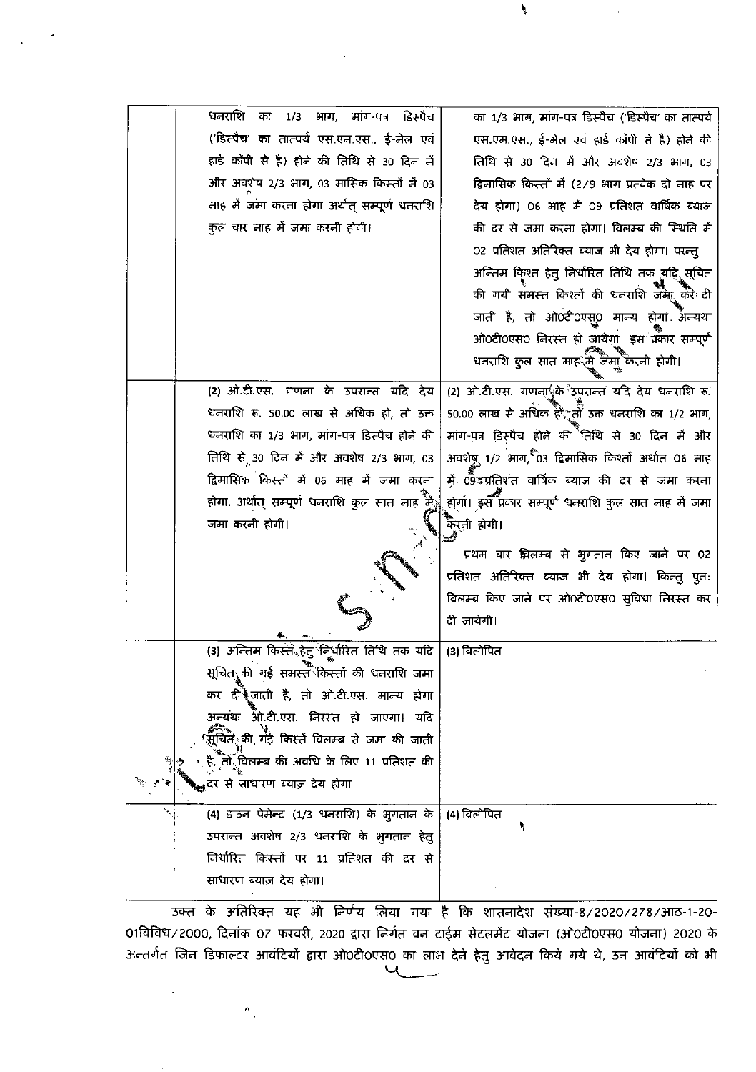| | | |
|---|---|---|
| | धनराशि का 1/3 भाग, मांग-पत्र डिस्पैच ('डिस्पैच' का तात्पर्य एस.एम.एस., ई-मेल एवं हार्ड कॉपी से है) होने की तिथि से 30 दिन में और अवशेष 2/3 भाग, 03 मासिक किस्तों में 03 माह में जमा करना होगा अर्थात् सम्पूर्ण धनराशि कुल चार माह में जमा करनी होगी। | का 1/3 भाग, मांग-पत्र डिस्पैच ('डिस्पैच' का तात्पर्य एस.एम.एस., ई-मेल एवं हार्ड कॉपी से है) होने की तिथि से 30 दिन में और अवशेष 2/3 भाग, 03 द्विमासिक किस्तों में (2/9 भाग प्रत्येक दो माह पर देय होगा) 06 माह में 09 प्रतिशत वार्षिक ब्याज की दर से जमा करना होगा। विलम्ब की स्थिति में 02 प्रतिशत अतिरिक्त ब्याज भी देय होगा। परन्तु अन्तिम किश्त हेतु निर्धारित तिथि तक यदि सूचित की गयी समस्त किश्तों की धनराशि जमा करा दी जाती है, तो ओ0टी0एस0 मान्य होगा। अन्यथा ओ0टी0एस0 निरस्त हो जायेगा। इस प्रकार सम्पूर्ण धनराशि कुल सात माह में जमा करनी होगी। |
| | (2) ओ.टी.एस. गणना के उपरान्त यदि देय धनराशि रू. 50.00 लाख से अधिक हो, तो उक्त धनराशि का 1/3 भाग, मांग-पत्र डिस्पैच होने की तिथि से 30 दिन में और अवशेष 2/3 भाग, 03 द्विमासिक किस्तों में 06 माह में जमा करना होगा, अर्थात् सम्पूर्ण धनराशि कुल सात माह में जमा करनी होगी। | (2) ओ.टी.एस. गणना के उपरान्त यदि देय धनराशि रू. 50.00 लाख से अधिक हो, तो उक्त धनराशि का 1/2 भाग, मांग-पत्र डिस्पैच होने की तिथि से 30 दिन में और अवशेष 1/2 भाग, 03 द्विमासिक किश्तों अर्थात 06 माह में 09 प्रतिशत वार्षिक ब्याज की दर से जमा करना होगा। इस प्रकार सम्पूर्ण धनराशि कुल सात माह में जमा करनी होगी।<br><br>प्रथम बार विलम्ब से भुगतान किए जाने पर 02 प्रतिशत अतिरिक्त ब्याज भी देय होगा। किन्तु पुनः विलम्ब किए जाने पर ओ0टी0एस0 सुविधा निरस्त कर दी जायेगी। |
| | (3) अन्तिम किस्त हेतु निर्धारित तिथि तक यदि सूचित की गई समस्त किस्तों की धनराशि जमा कर दी जाती है, तो ओ.टी.एस. मान्य होगा अन्यथा ओ.टी.एस. निरस्त हो जाएगा। यदि सूचित की गई किस्तें विलम्ब से जमा की जाती हैं, तो विलम्ब की अवधि के लिए 11 प्रतिशत की दर से साधारण ब्याज़ देय होगा। | (3) विलोपित |
| | (4) डाउन पेमेन्ट (1/3 धनराशि) के भुगतान के उपरान्त अवशेष 2/3 धनराशि के भुगतान हेतु निर्धारित किस्तों पर 11 प्रतिशत की दर से साधारण ब्याज़ देय होगा। | (4) विलोपित |

उक्त के अतिरिक्त यह भी निर्णय लिया गया है कि शासनादेश संख्या-8/2020/278/आठ-1-20-01विविध/2000, दिनांक 07 फरवरी, 2020 द्वारा निर्गत वन टाईम सेटलमेंट योजना (ओ0टी0एस0 योजना) 2020 के अन्तर्गत जिन डिफाल्टर आवंटियों द्वारा ओ0टी0एस0 का लाभ देने हेतु आवेदन किये गये थे, उन आवंटियों को भी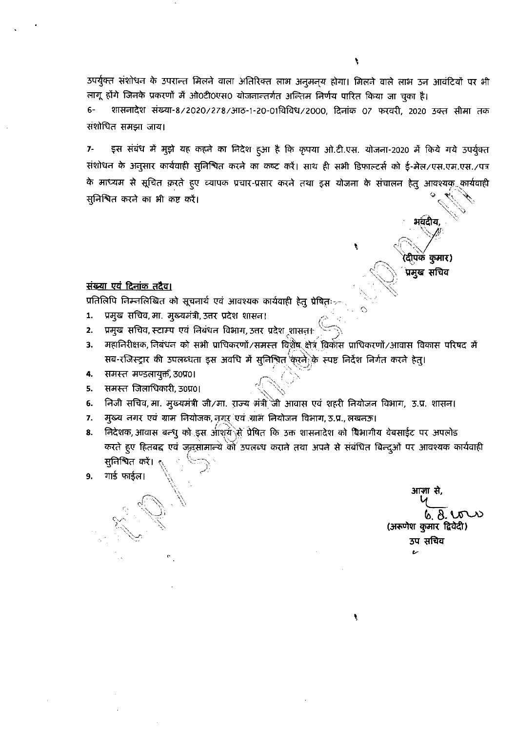उपर्युक्त संशोधन के उपरान्त मिलने वाला अतिरिक्त लाभ अनुमन्य होगा। मिलने वाले लाभ उन आवंटियों पर भी लागू होंगे जिनके प्रकरणों में ओ0टी0एस0 योजनान्तर्गत अन्तिम निर्णय पारित किया जा चुका है।

6- शासनादेश संख्या-8/2020/278/आठ-1-20-01विविध/2000, दिनांक 07 फरवरी, 2020 उक्त सीमा तक संशोधित समझा जाय।

7- इस संबंध में मुझे यह कहने का निदेश हुआ है कि कृपया ओ.टी.एस. योजना-2020 में किये गये उपर्युक्त संशोधन के अनुसार कार्यवाही सुनिश्चित करने का कष्ट करें। साथ ही सभी डिफाल्टर्स को ई-मेल/एस.एम.एस./पत्र के माध्यम से सूचित करते हुए व्यापक प्रचार-प्रसार करने तथा इस योजना के संचालन हेतु आवश्यक कार्यवाही सुनिश्चित करने का भी कष्ट करें।

भवदीय,

(दीपक कुमार)
प्रमुख सचिव

**संख्या एवं दिनांक तदैव।**

प्रतिलिपि निम्नलिखित को सूचनार्थ एवं आवश्यक कार्यवाही हेतु प्रेषितः-

1. प्रमुख सचिव, मा. मुख्यमंत्री, उत्तर प्रदेश शासन।
2. प्रमुख सचिव, स्टाम्प एवं निबंधन विभाग, उत्तर प्रदेश शासन।
3. महानिरीक्षक, निबंधन को सभी प्राधिकरणों/समस्त विशेष क्षेत्र विकास प्राधिकरणों/आवास विकास परिषद में सब-रजिस्ट्रार की उपलब्धता इस अवधि में सुनिश्चित करने के स्पष्ट निर्देश निर्गत करने हेतु।
4. समस्त मण्डलायुक्त, उ0प्र0।
5. समस्त जिलाधिकारी, उ0प्र0।
6. निजी सचिव, मा. मुख्यमंत्री जी/मा. राज्य मंत्री जी आवास एवं शहरी नियोजन विभाग, उ.प्र. शासन।
7. मुख्य नगर एवं ग्राम नियोजक, नगर एवं ग्राम नियोजन विभाग, उ.प्र., लखनऊ।
8. निदेशक, आवास बन्धु को इस आशय से प्रेषित कि उक्त शासनादेश को विभागीय वेबसाईट पर अपलोड करते हुए हितबद्ध एवं जनसामान्य को उपलब्ध कराने तथा अपने से संबंधित बिन्दुओं पर आवश्यक कार्यवाही सुनिश्चित करें।
9. गार्ड फाईल।

आज्ञा से,

6.8.2020

(अरूणेश कुमार द्विवेदी)
उप सचिव